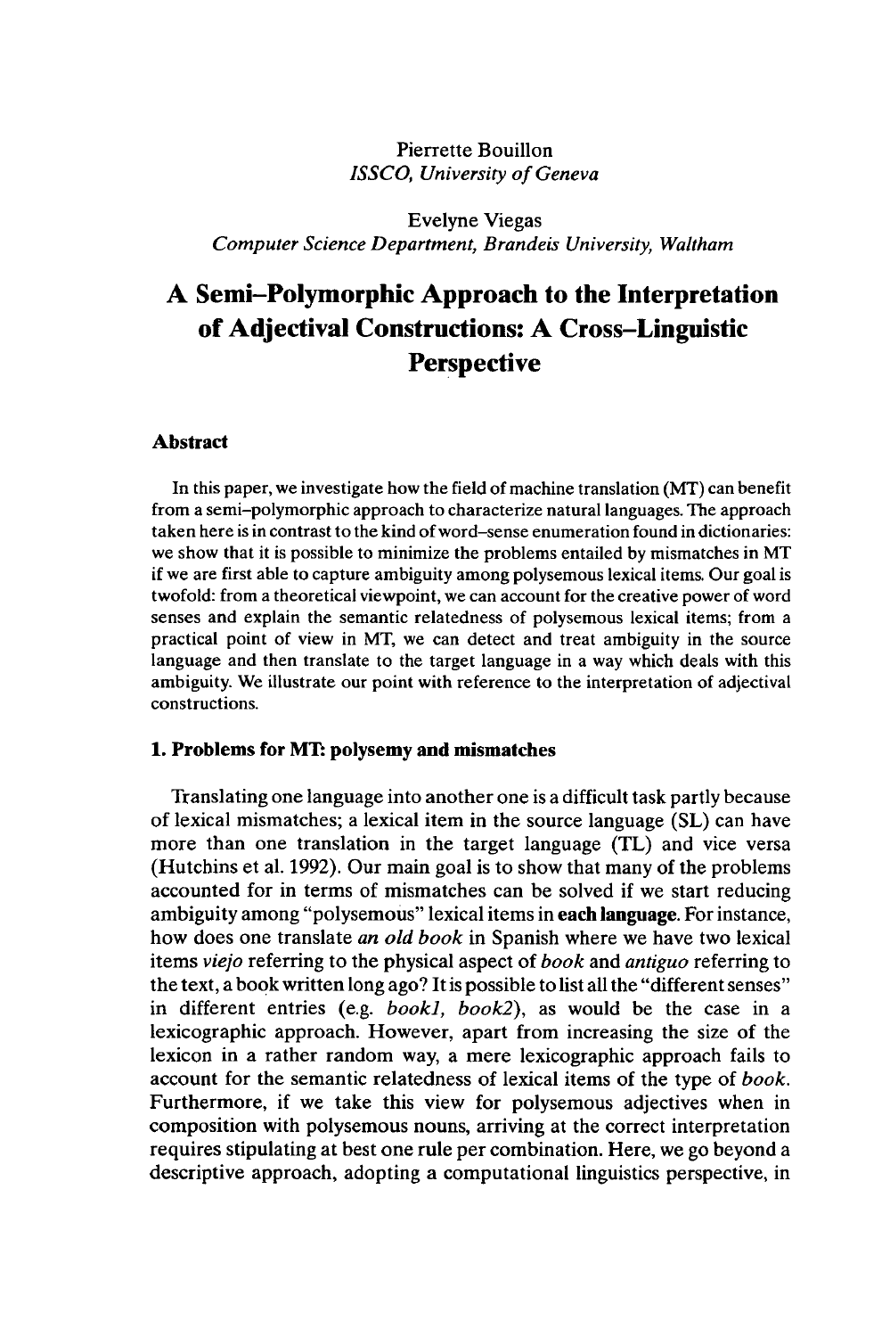Pierrette Bouillon
*ISSCO, University of Geneva*

Evelyne Viegas
*Computer Science Department, Brandeis University, Waltham*

# A Semi–Polymorphic Approach to the Interpretation of Adjectival Constructions: A Cross–Linguistic Perspective

### Abstract

In this paper, we investigate how the field of machine translation (MT) can benefit from a semi–polymorphic approach to characterize natural languages. The approach taken here is in contrast to the kind of word–sense enumeration found in dictionaries: we show that it is possible to minimize the problems entailed by mismatches in MT if we are first able to capture ambiguity among polysemous lexical items. Our goal is twofold: from a theoretical viewpoint, we can account for the creative power of word senses and explain the semantic relatedness of polysemous lexical items; from a practical point of view in MT, we can detect and treat ambiguity in the source language and then translate to the target language in a way which deals with this ambiguity. We illustrate our point with reference to the interpretation of adjectival constructions.

### 1. Problems for MT: polysemy and mismatches

Translating one language into another one is a difficult task partly because of lexical mismatches; a lexical item in the source language (SL) can have more than one translation in the target language (TL) and vice versa (Hutchins et al. 1992). Our main goal is to show that many of the problems accounted for in terms of mismatches can be solved if we start reducing ambiguity among "polysemous" lexical items in **each language**. For instance, how does one translate *an old book* in Spanish where we have two lexical items *viejo* referring to the physical aspect of *book* and *antiguo* referring to the text, a book written long ago? It is possible to list all the "different senses" in different entries (e.g. *book1, book2*), as would be the case in a lexicographic approach. However, apart from increasing the size of the lexicon in a rather random way, a mere lexicographic approach fails to account for the semantic relatedness of lexical items of the type of *book*. Furthermore, if we take this view for polysemous adjectives when in composition with polysemous nouns, arriving at the correct interpretation requires stipulating at best one rule per combination. Here, we go beyond a descriptive approach, adopting a computational linguistics perspective, in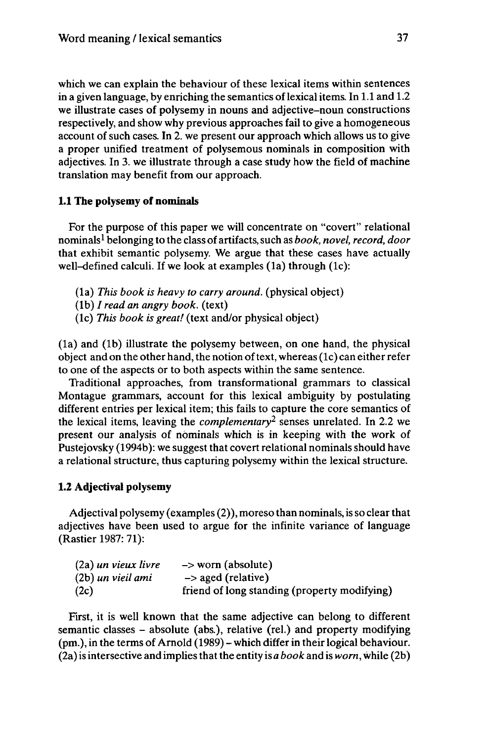which we can explain the behaviour of these lexical items within sentences in a given language, by enriching the semantics of lexical items. In 1.1 and 1.2 we illustrate cases of polysemy in nouns and adjective–noun constructions respectively, and show why previous approaches fail to give a homogeneous account of such cases. In 2. we present our approach which allows us to give a proper unified treatment of polysemous nominals in composition with adjectives. In 3. we illustrate through a case study how the field of machine translation may benefit from our approach.

### 1.1 The polysemy of nominals

For the purpose of this paper we will concentrate on "covert" relational nominals[1] belonging to the class of artifacts, such as *book, novel, record, door* that exhibit semantic polysemy. We argue that these cases have actually well–defined calculi. If we look at examples (1a) through (1c):

(1a) *This book is heavy to carry around.* (physical object)
(1b) *I read an angry book.* (text)
(1c) *This book is great!* (text and/or physical object)

(1a) and (1b) illustrate the polysemy between, on one hand, the physical object and on the other hand, the notion of text, whereas (1c) can either refer to one of the aspects or to both aspects within the same sentence.

Traditional approaches, from transformational grammars to classical Montague grammars, account for this lexical ambiguity by postulating different entries per lexical item; this fails to capture the core semantics of the lexical items, leaving the *complementary*[2] senses unrelated. In 2.2 we present our analysis of nominals which is in keeping with the work of Pustejovsky (1994b): we suggest that covert relational nominals should have a relational structure, thus capturing polysemy within the lexical structure.

### 1.2 Adjectival polysemy

Adjectival polysemy (examples (2)), moreso than nominals, is so clear that adjectives have been used to argue for the infinite variance of language (Rastier 1987: 71):

| | | |
|---|---|---|
| (2a) | *un vieux livre* | –> worn (absolute) |
| (2b) | *un vieil ami* | –> aged (relative) |
| (2c) | | friend of long standing (property modifying) |

First, it is well known that the same adjective can belong to different semantic classes – absolute (abs.), relative (rel.) and property modifying (pm.), in the terms of Arnold (1989) – which differ in their logical behaviour. (2a) is intersective and implies that the entity is *a book* and is *worn*, while (2b)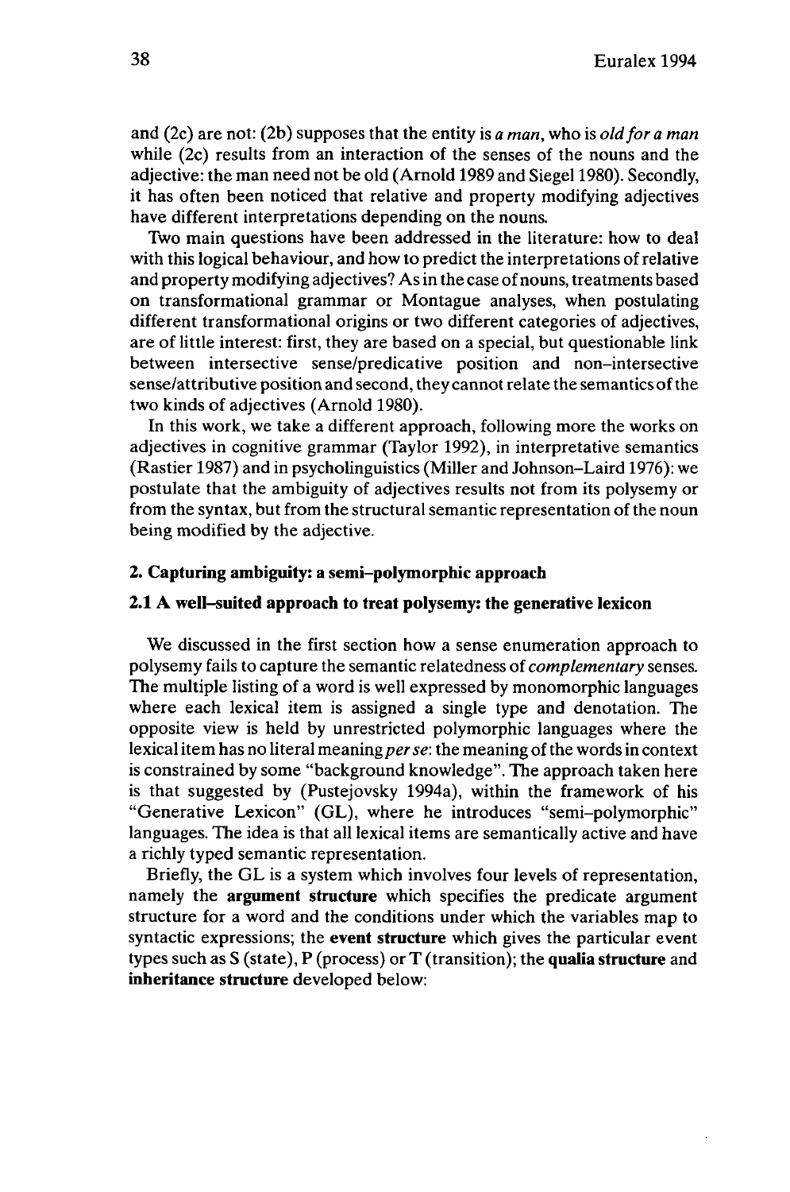and (2c) are not: (2b) supposes that the entity is *a man*, who is *old for a man* while (2c) results from an interaction of the senses of the nouns and the adjective: the man need not be old (Arnold 1989 and Siegel 1980). Secondly, it has often been noticed that relative and property modifying adjectives have different interpretations depending on the nouns.

Two main questions have been addressed in the literature: how to deal with this logical behaviour, and how to predict the interpretations of relative and property modifying adjectives? As in the case of nouns, treatments based on transformational grammar or Montague analyses, when postulating different transformational origins or two different categories of adjectives, are of little interest: first, they are based on a special, but questionable link between intersective sense/predicative position and non–intersective sense/attributive position and second, they cannot relate the semantics of the two kinds of adjectives (Arnold 1980).

In this work, we take a different approach, following more the works on adjectives in cognitive grammar (Taylor 1992), in interpretative semantics (Rastier 1987) and in psycholinguistics (Miller and Johnson–Laird 1976): we postulate that the ambiguity of adjectives results not from its polysemy or from the syntax, but from the structural semantic representation of the noun being modified by the adjective.

## 2. Capturing ambiguity: a semi–polymorphic approach

### 2.1 A well–suited approach to treat polysemy: the generative lexicon

We discussed in the first section how a sense enumeration approach to polysemy fails to capture the semantic relatedness of *complementary* senses. The multiple listing of a word is well expressed by monomorphic languages where each lexical item is assigned a single type and denotation. The opposite view is held by unrestricted polymorphic languages where the lexical item has no literal meaning *per se*: the meaning of the words in context is constrained by some "background knowledge". The approach taken here is that suggested by (Pustejovsky 1994a), within the framework of his "Generative Lexicon" (GL), where he introduces "semi–polymorphic" languages. The idea is that all lexical items are semantically active and have a richly typed semantic representation.

Briefly, the GL is a system which involves four levels of representation, namely the **argument structure** which specifies the predicate argument structure for a word and the conditions under which the variables map to syntactic expressions; the **event structure** which gives the particular event types such as S (state), P (process) or T (transition); the **qualia structure** and **inheritance structure** developed below: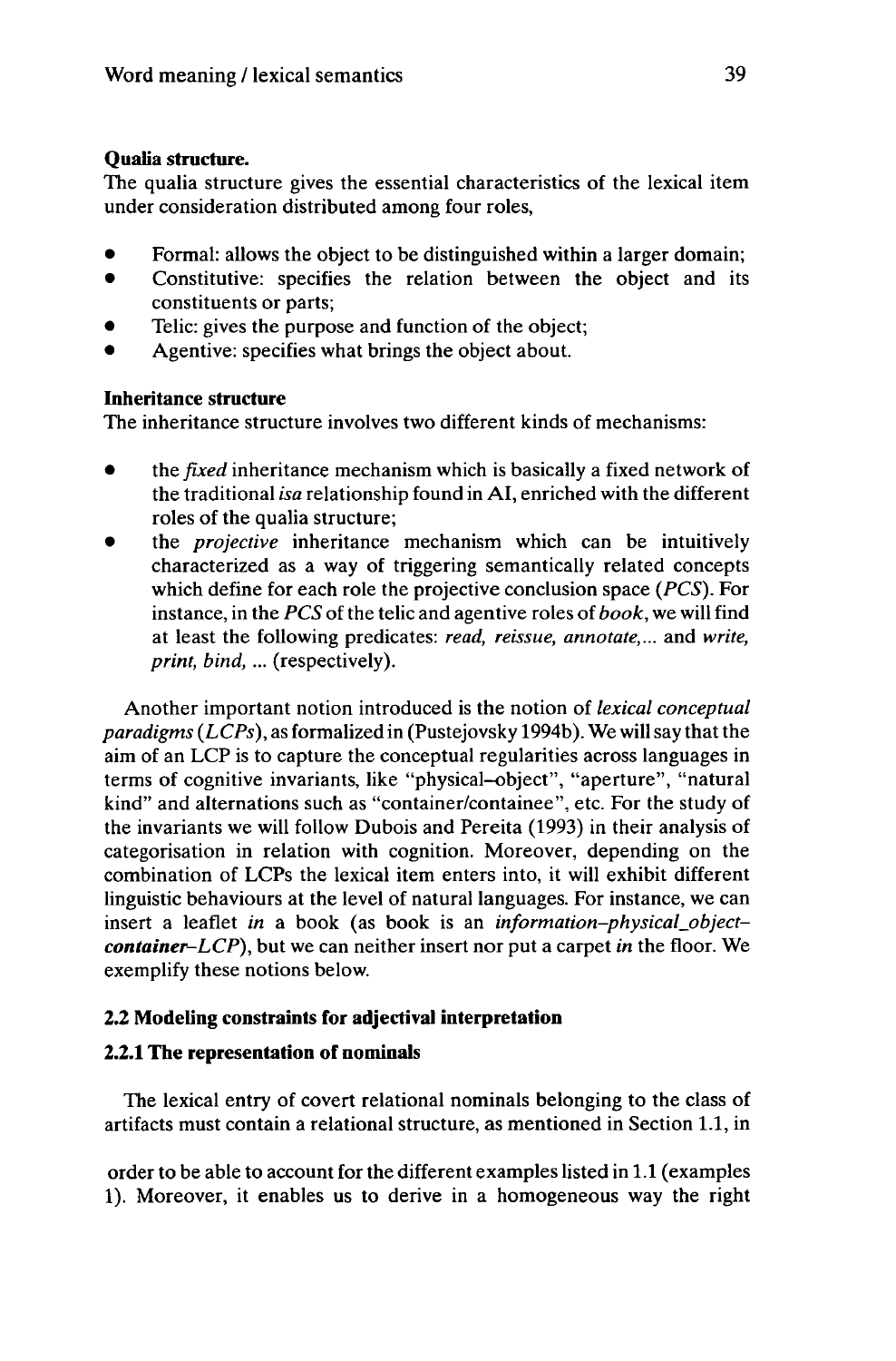**Qualia structure.**

The qualia structure gives the essential characteristics of the lexical item under consideration distributed among four roles,

- Formal: allows the object to be distinguished within a larger domain;
- Constitutive: specifies the relation between the object and its constituents or parts;
- Telic: gives the purpose and function of the object;
- Agentive: specifies what brings the object about.

**Inheritance structure**

The inheritance structure involves two different kinds of mechanisms:

- the *fixed* inheritance mechanism which is basically a fixed network of the traditional *isa* relationship found in AI, enriched with the different roles of the qualia structure;
- the *projective* inheritance mechanism which can be intuitively characterized as a way of triggering semantically related concepts which define for each role the projective conclusion space (*PCS*). For instance, in the *PCS* of the telic and agentive roles of *book*, we will find at least the following predicates: *read, reissue, annotate,...* and *write, print, bind, ...* (respectively).

Another important notion introduced is the notion of *lexical conceptual paradigms* (*LCPs*), as formalized in (Pustejovsky 1994b). We will say that the aim of an LCP is to capture the conceptual regularities across languages in terms of cognitive invariants, like "physical–object", "aperture", "natural kind" and alternations such as "container/containee", etc. For the study of the invariants we will follow Dubois and Pereita (1993) in their analysis of categorisation in relation with cognition. Moreover, depending on the combination of LCPs the lexical item enters into, it will exhibit different linguistic behaviours at the level of natural languages. For instance, we can insert a leaflet *in* a book (as book is an *information–physical_object–**container**–LCP*), but we can neither insert nor put a carpet *in* the floor. We exemplify these notions below.

## 2.2 Modeling constraints for adjectival interpretation

### 2.2.1 The representation of nominals

The lexical entry of covert relational nominals belonging to the class of artifacts must contain a relational structure, as mentioned in Section 1.1, in order to be able to account for the different examples listed in 1.1 (examples 1). Moreover, it enables us to derive in a homogeneous way the right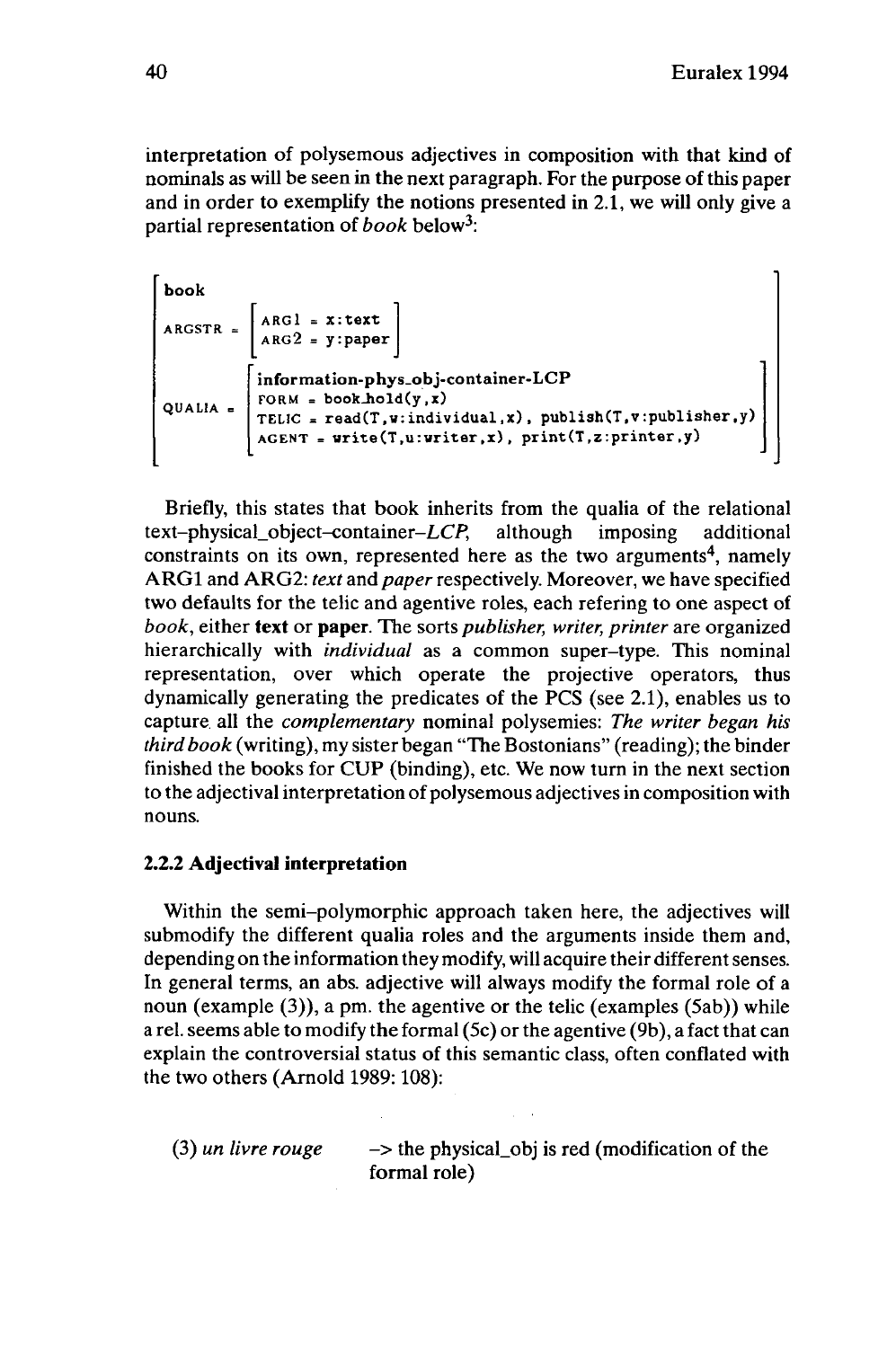interpretation of polysemous adjectives in composition with that kind of nominals as will be seen in the next paragraph. For the purpose of this paper and in order to exemplify the notions presented in 2.1, we will only give a partial representation of *book* below[3]:

```
book
ARGSTR = [ ARG1 = x:text
           ARG2 = y:paper ]

QUALIA = [ information-phys_obj-container-LCP
           FORM = book_hold(y,x)
           TELIC = read(T,w:individual,x), publish(T,v:publisher,y)
           AGENT = write(T,u:writer,x), print(T,z:printer,y) ]
```

Briefly, this states that book inherits from the qualia of the relational text–physical_object–container–*LCP*, although imposing additional constraints on its own, represented here as the two arguments[4], namely ARG1 and ARG2: *text* and *paper* respectively. Moreover, we have specified two defaults for the telic and agentive roles, each refering to one aspect of *book*, either **text** or **paper**. The sorts *publisher, writer, printer* are organized hierarchically with *individual* as a common super–type. This nominal representation, over which operate the projective operators, thus dynamically generating the predicates of the PCS (see 2.1), enables us to capture all the *complementary* nominal polysemies: *The writer began his third book* (writing), my sister began "The Bostonians" (reading); the binder finished the books for CUP (binding), etc. We now turn in the next section to the adjectival interpretation of polysemous adjectives in composition with nouns.

### 2.2.2 Adjectival interpretation

Within the semi–polymorphic approach taken here, the adjectives will submodify the different qualia roles and the arguments inside them and, depending on the information they modify, will acquire their different senses. In general terms, an abs. adjective will always modify the formal role of a noun (example (3)), a pm. the agentive or the telic (examples (5ab)) while a rel. seems able to modify the formal (5c) or the agentive (9b), a fact that can explain the controversial status of this semantic class, often conflated with the two others (Arnold 1989: 108):

(3) *un livre rouge* –> the physical_obj is red (modification of the formal role)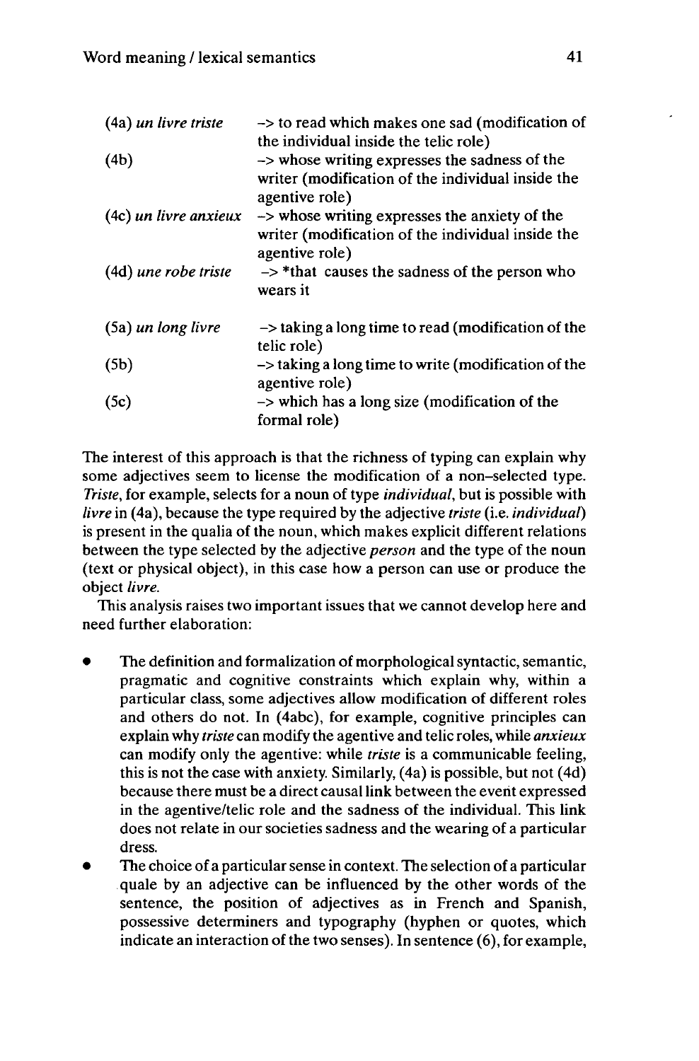| | |
|---|---|
| (4a) *un livre triste* | -> to read which makes one sad (modification of the individual inside the telic role) |
| (4b) | -> whose writing expresses the sadness of the writer (modification of the individual inside the agentive role) |
| (4c) *un livre anxieux* | -> whose writing expresses the anxiety of the writer (modification of the individual inside the agentive role) |
| (4d) *une robe triste* | -> *that causes the sadness of the person who wears it |
| | |
| (5a) *un long livre* | -> taking a long time to read (modification of the telic role) |
| (5b) | -> taking a long time to write (modification of the agentive role) |
| (5c) | -> which has a long size (modification of the formal role) |

The interest of this approach is that the richness of typing can explain why some adjectives seem to license the modification of a non–selected type. *Triste*, for example, selects for a noun of type *individual*, but is possible with *livre* in (4a), because the type required by the adjective *triste* (i.e. *individual*) is present in the qualia of the noun, which makes explicit different relations between the type selected by the adjective *person* and the type of the noun (text or physical object), in this case how a person can use or produce the object *livre*.

This analysis raises two important issues that we cannot develop here and need further elaboration:

- The definition and formalization of morphological syntactic, semantic, pragmatic and cognitive constraints which explain why, within a particular class, some adjectives allow modification of different roles and others do not. In (4abc), for example, cognitive principles can explain why *triste* can modify the agentive and telic roles, while *anxieux* can modify only the agentive: while *triste* is a communicable feeling, this is not the case with anxiety. Similarly, (4a) is possible, but not (4d) because there must be a direct causal link between the event expressed in the agentive/telic role and the sadness of the individual. This link does not relate in our societies sadness and the wearing of a particular dress.
- The choice of a particular sense in context. The selection of a particular quale by an adjective can be influenced by the other words of the sentence, the position of adjectives as in French and Spanish, possessive determiners and typography (hyphen or quotes, which indicate an interaction of the two senses). In sentence (6), for example,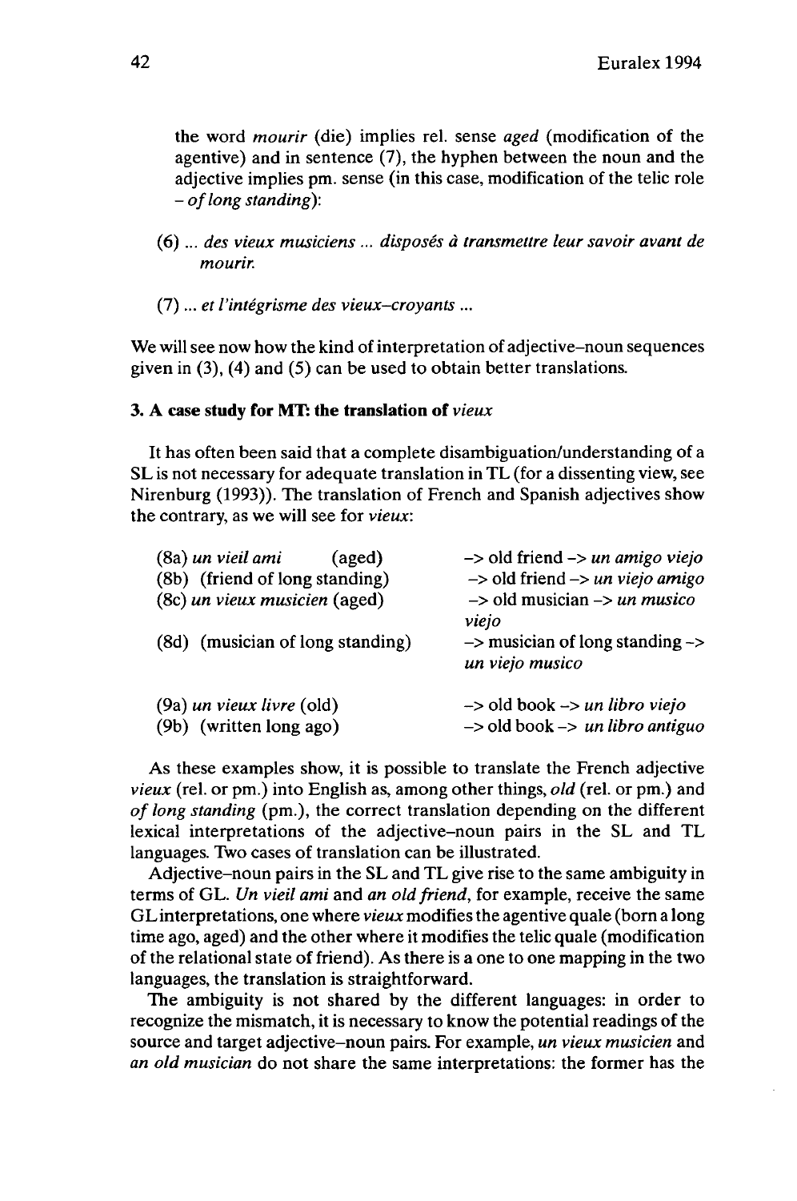the word *mourir* (die) implies rel. sense *aged* (modification of the agentive) and in sentence (7), the hyphen between the noun and the adjective implies pm. sense (in this case, modification of the telic role – *of long standing*):

(6) ... *des vieux musiciens ... disposés à transmettre leur savoir avant de mourir.*

(7) ... *et l'intégrisme des vieux–croyants ...*

We will see now how the kind of interpretation of adjective–noun sequences given in (3), (4) and (5) can be used to obtain better translations.

### 3. A case study for MT: the translation of *vieux*

It has often been said that a complete disambiguation/understanding of a SL is not necessary for adequate translation in TL (for a dissenting view, see Nirenburg (1993)). The translation of French and Spanish adjectives show the contrary, as we will see for *vieux*:

| | |
|---|---|
| (8a) *un vieil ami* (aged) | –> old friend –> *un amigo viejo* |
| (8b) (friend of long standing) | –> old friend –> *un viejo amigo* |
| (8c) *un vieux musicien* (aged) | –> old musician –> *un musico viejo* |
| (8d) (musician of long standing) | –> musician of long standing –> *un viejo musico* |
| (9a) *un vieux livre* (old) | –> old book –> *un libro viejo* |
| (9b) (written long ago) | –> old book –> *un libro antiguo* |

As these examples show, it is possible to translate the French adjective *vieux* (rel. or pm.) into English as, among other things, *old* (rel. or pm.) and *of long standing* (pm.), the correct translation depending on the different lexical interpretations of the adjective–noun pairs in the SL and TL languages. Two cases of translation can be illustrated.

Adjective–noun pairs in the SL and TL give rise to the same ambiguity in terms of GL. *Un vieil ami* and *an old friend*, for example, receive the same GL interpretations, one where *vieux* modifies the agentive quale (born a long time ago, aged) and the other where it modifies the telic quale (modification of the relational state of friend). As there is a one to one mapping in the two languages, the translation is straightforward.

The ambiguity is not shared by the different languages: in order to recognize the mismatch, it is necessary to know the potential readings of the source and target adjective–noun pairs. For example, *un vieux musicien* and *an old musician* do not share the same interpretations: the former has the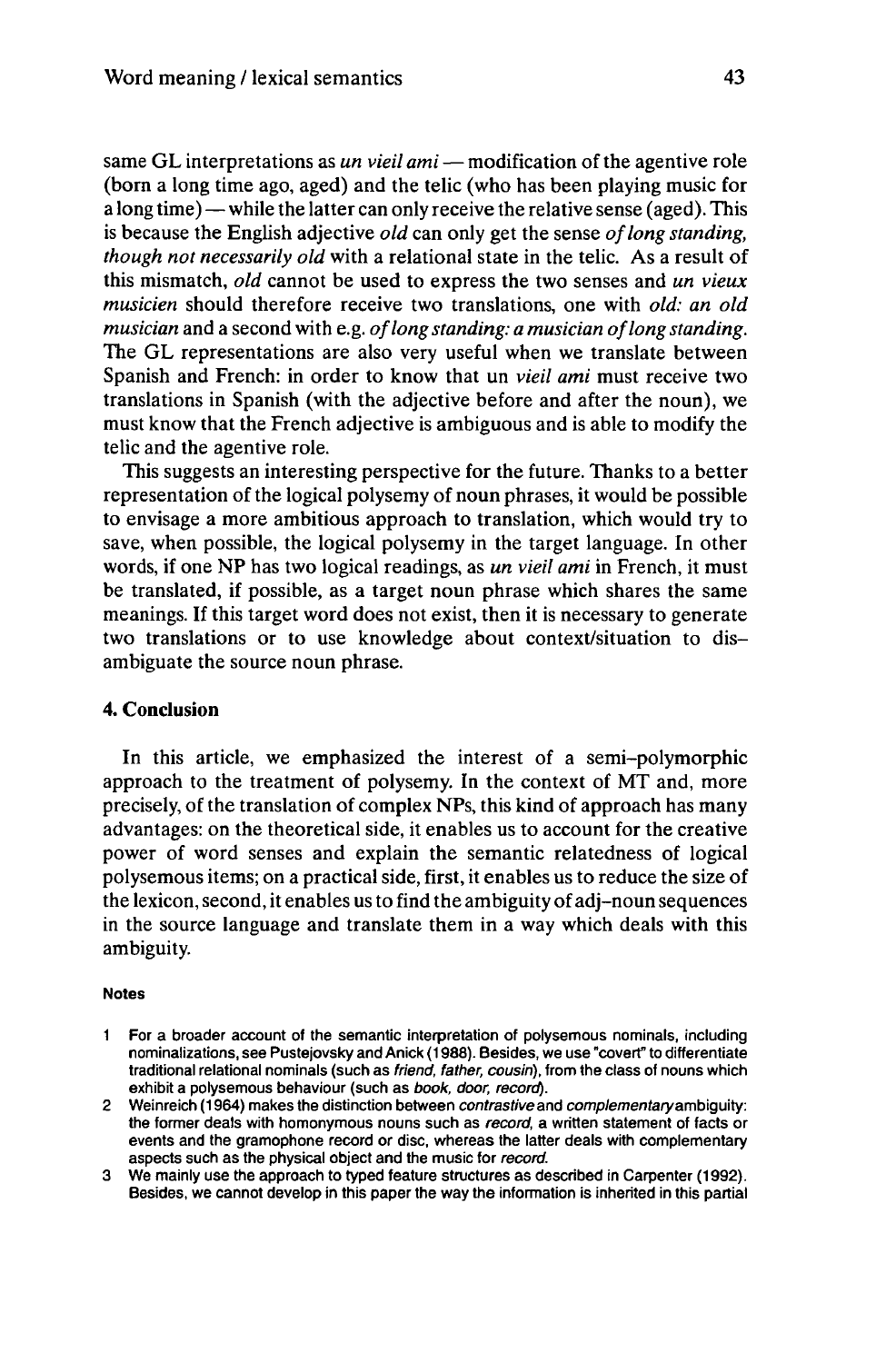same GL interpretations as *un vieil ami* — modification of the agentive role (born a long time ago, aged) and the telic (who has been playing music for a long time) — while the latter can only receive the relative sense (aged). This is because the English adjective *old* can only get the sense *of long standing, though not necessarily old* with a relational state in the telic. As a result of this mismatch, *old* cannot be used to express the two senses and *un vieux musicien* should therefore receive two translations, one with *old: an old musician* and a second with e.g. *of long standing: a musician of long standing*. The GL representations are also very useful when we translate between Spanish and French: in order to know that un *vieil ami* must receive two translations in Spanish (with the adjective before and after the noun), we must know that the French adjective is ambiguous and is able to modify the telic and the agentive role.

This suggests an interesting perspective for the future. Thanks to a better representation of the logical polysemy of noun phrases, it would be possible to envisage a more ambitious approach to translation, which would try to save, when possible, the logical polysemy in the target language. In other words, if one NP has two logical readings, as *un vieil ami* in French, it must be translated, if possible, as a target noun phrase which shares the same meanings. If this target word does not exist, then it is necessary to generate two translations or to use knowledge about context/situation to dis–ambiguate the source noun phrase.

## 4. Conclusion

In this article, we emphasized the interest of a semi–polymorphic approach to the treatment of polysemy. In the context of MT and, more precisely, of the translation of complex NPs, this kind of approach has many advantages: on the theoretical side, it enables us to account for the creative power of word senses and explain the semantic relatedness of logical polysemous items; on a practical side, first, it enables us to reduce the size of the lexicon, second, it enables us to find the ambiguity of adj–noun sequences in the source language and translate them in a way which deals with this ambiguity.

### Notes

1 For a broader account of the semantic interpretation of polysemous nominals, including nominalizations, see Pustejovsky and Anick (1988). Besides, we use "covert" to differentiate traditional relational nominals (such as *friend, father, cousin*), from the class of nouns which exhibit a polysemous behaviour (such as *book, door, record*).

2 Weinreich (1964) makes the distinction between *contrastive* and *complementary* ambiguity: the former deals with homonymous nouns such as *record*, a written statement of facts or events and the gramophone record or disc, whereas the latter deals with complementary aspects such as the physical object and the music for *record*.

3 We mainly use the approach to typed feature structures as described in Carpenter (1992). Besides, we cannot develop in this paper the way the information is inherited in this partial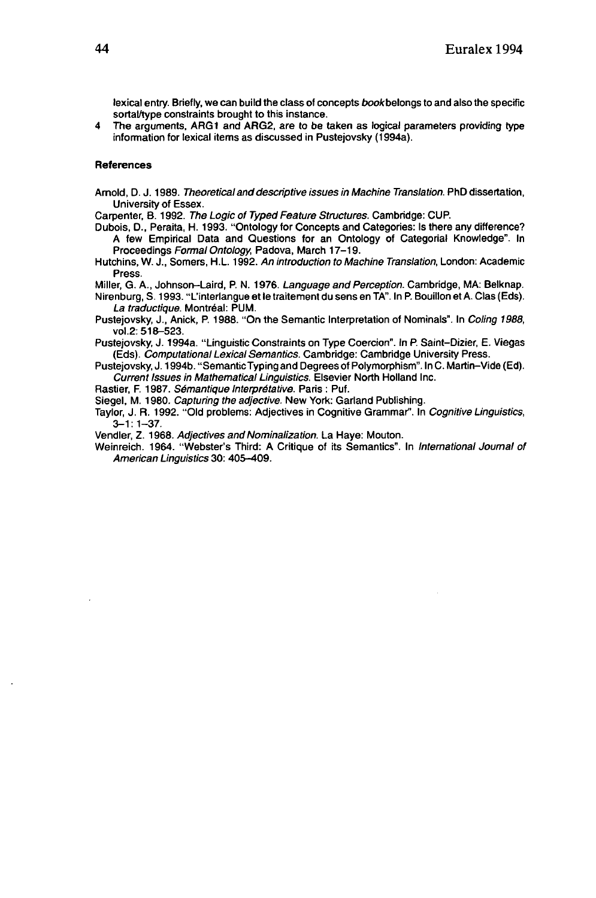lexical entry. Briefly, we can build the class of concepts *book* belongs to and also the specific sortal/type constraints brought to this instance.

4 The arguments, ARG1 and ARG2, are to be taken as logical parameters providing type information for lexical items as discussed in Pustejovsky (1994a).

#### References

Arnold, D. J. 1989. *Theoretical and descriptive issues in Machine Translation.* PhD dissertation, University of Essex.

Carpenter, B. 1992. *The Logic of Typed Feature Structures.* Cambridge: CUP.

Dubois, D., Peraita, H. 1993. "Ontology for Concepts and Categories: Is there any difference? A few Empirical Data and Questions for an Ontology of Categorial Knowledge". In Proceedings *Formal Ontology,* Padova, March 17–19.

Hutchins, W. J., Somers, H.L. 1992. *An introduction to Machine Translation,* London: Academic Press.

Miller, G. A., Johnson–Laird, P. N. 1976. *Language and Perception.* Cambridge, MA: Belknap.

Nirenburg, S. 1993. "L'interlangue et le traitement du sens en TA". In P. Bouillon et A. Clas (Eds). *La traductique.* Montréal: PUM.

Pustejovsky, J., Anick, P. 1988. "On the Semantic Interpretation of Nominals". In *Coling 1988,* vol.2: 518–523.

Pustejovsky, J. 1994a. "Linguistic Constraints on Type Coercion". In P. Saint–Dizier, E. Viegas (Eds). *Computational Lexical Semantics.* Cambridge: Cambridge University Press.

Pustejovsky, J. 1994b. "Semantic Typing and Degrees of Polymorphism". In C. Martin–Vide (Ed). *Current Issues in Mathematical Linguistics.* Elsevier North Holland Inc.

Rastier, F. 1987. *Sémantique Interprétative.* Paris : Puf.

Siegel, M. 1980. *Capturing the adjective.* New York: Garland Publishing.

Taylor, J. R. 1992. "Old problems: Adjectives in Cognitive Grammar". In *Cognitive Linguistics,* 3–1: 1–37.

Vendler, Z. 1968. *Adjectives and Nominalization.* La Haye: Mouton.

Weinreich. 1964. "Webster's Third: A Critique of its Semantics". In *International Journal of American Linguistics* 30: 405–409.